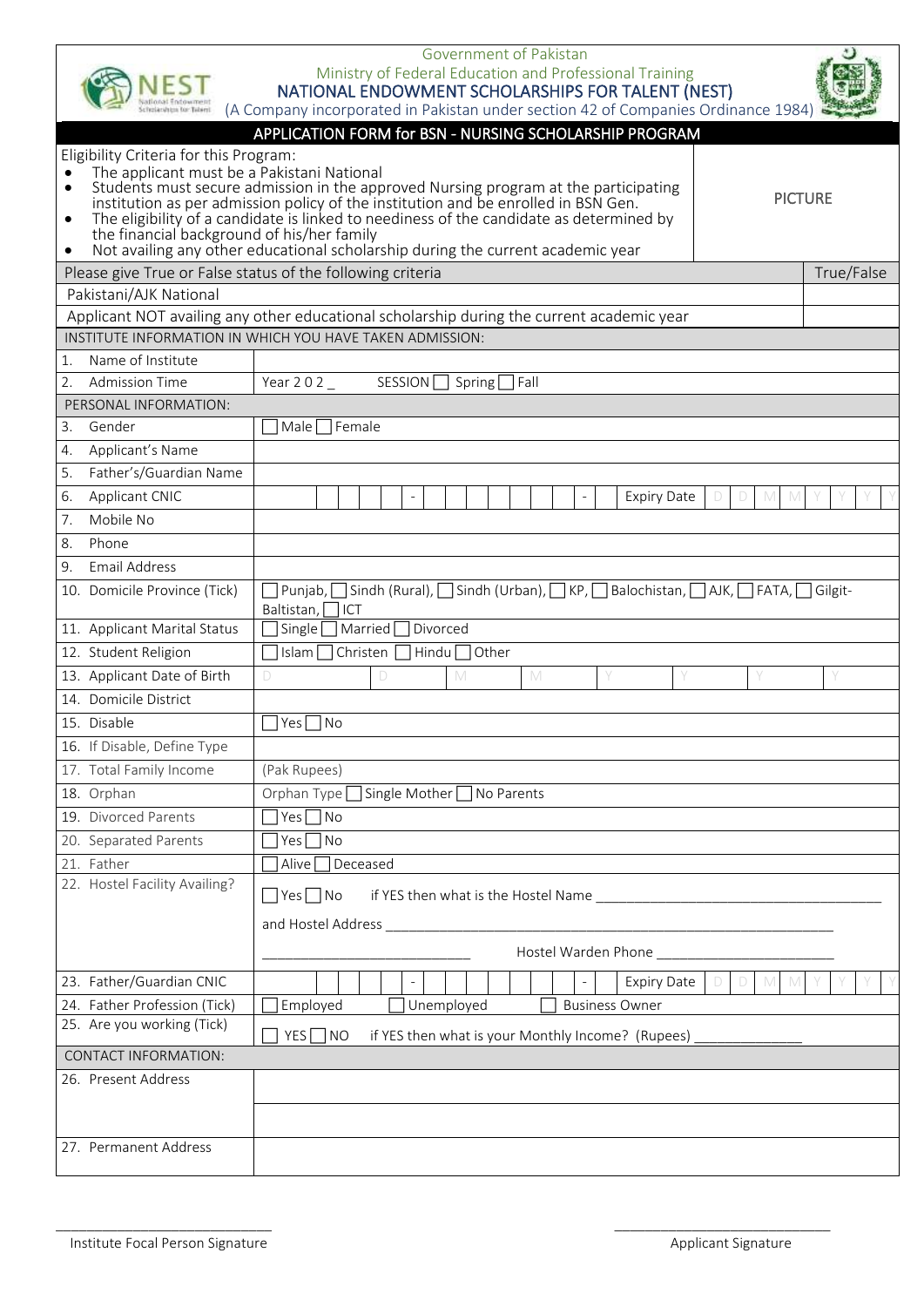Government of Pakistan
Ministry of Federal Education and Professional Training
**NATIONAL ENDOWMENT SCHOLARSHIPS FOR TALENT (NEST)**
(A Company incorporated in Pakistan under section 42 of Companies Ordinance 1984)

## APPLICATION FORM for BSN - NURSING SCHOLARSHIP PROGRAM

Eligibility Criteria for this Program:

- The applicant must be a Pakistani National
- Students must secure admission in the approved Nursing program at the participating institution as per admission policy of the institution and be enrolled in BSN Gen.
- The eligibility of a candidate is linked to neediness of the candidate as determined by the financial background of his/her family
- Not availing any other educational scholarship during the current academic year

PICTURE

| Please give True or False status of the following criteria | True/False |
|---|---|
| Pakistani/AJK National | |
| Applicant NOT availing any other educational scholarship during the current academic year | |

| INSTITUTE INFORMATION IN WHICH YOU HAVE TAKEN ADMISSION: | |
|---|---|
| 1. Name of Institute | |
| 2. Admission Time | Year 2 0 2 _ SESSION ☐ Spring ☐ Fall |
| **PERSONAL INFORMATION:** | |
| 3. Gender | ☐ Male ☐ Female |
| 4. Applicant's Name | |
| 5. Father's/Guardian Name | |
| 6. Applicant CNIC | _ _ _ _ _ - _ _ _ _ _ _ _ - _ Expiry Date D D M M Y Y Y Y |
| 7. Mobile No | |
| 8. Phone | |
| 9. Email Address | |
| 10. Domicile Province (Tick) | ☐ Punjab, ☐ Sindh (Rural), ☐ Sindh (Urban), ☐ KP, ☐ Balochistan, ☐ AJK, ☐ FATA, ☐ Gilgit-Baltistan, ☐ ICT |
| 11. Applicant Marital Status | ☐ Single ☐ Married ☐ Divorced |
| 12. Student Religion | ☐ Islam ☐ Christen ☐ Hindu ☐ Other |
| 13. Applicant Date of Birth | D D M M Y Y Y Y |
| 14. Domicile District | |
| 15. Disable | ☐ Yes ☐ No |
| 16. If Disable, Define Type | |
| 17. Total Family Income | (Pak Rupees) |
| 18. Orphan | Orphan Type ☐ Single Mother ☐ No Parents |
| 19. Divorced Parents | ☐ Yes ☐ No |
| 20. Separated Parents | ☐ Yes ☐ No |
| 21. Father | ☐ Alive ☐ Deceased |
| 22. Hostel Facility Availing? | ☐ Yes ☐ No if YES then what is the Hostel Name ________ and Hostel Address ________ ________ Hostel Warden Phone ________ |
| 23. Father/Guardian CNIC | _ _ _ _ _ - _ _ _ _ _ _ _ - _ Expiry Date D D M M Y Y Y Y |
| 24. Father Profession (Tick) | ☐ Employed ☐ Unemployed ☐ Business Owner |
| 25. Are you working (Tick) | ☐ YES ☐ NO if YES then what is your Monthly Income? (Rupees) ________ |
| **CONTACT INFORMATION:** | |
| 26. Present Address | |
| 27. Permanent Address | |

________________________
Institute Focal Person Signature

________________________
Applicant Signature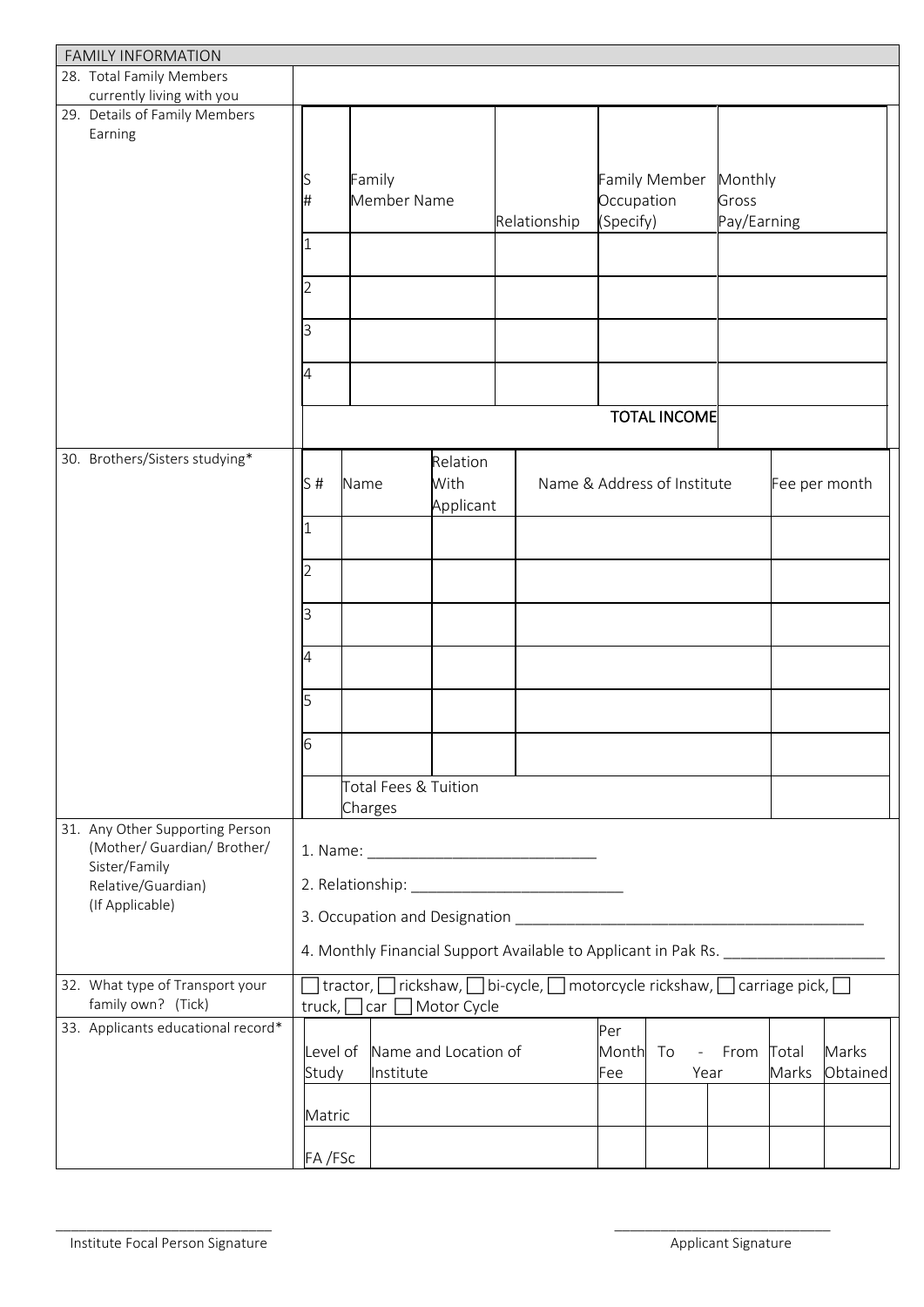## FAMILY INFORMATION

**28. Total Family Members currently living with you**

**29. Details of Family Members Earning**

| S # | Family Member Name | Relationship | Family Member Occupation (Specify) | Monthly Gross Pay/Earning |
|---|---|---|---|---|
| 1 | | | | |
| 2 | | | | |
| 3 | | | | |
| 4 | | | | |
| | | | TOTAL INCOME | |

**30. Brothers/Sisters studying***

| S # | Name | Relation With Applicant | Name & Address of Institute | Fee per month |
|---|---|---|---|---|
| 1 | | | | |
| 2 | | | | |
| 3 | | | | |
| 4 | | | | |
| 5 | | | | |
| 6 | | | | |
| | Total Fees & Tuition Charges | | | |

**31. Any Other Supporting Person (Mother/ Guardian/ Brother/ Sister/Family Relative/Guardian) (If Applicable)**

1. Name: ___________________________
2. Relationship: _________________________
3. Occupation and Designation _________________________________________
4. Monthly Financial Support Available to Applicant in Pak Rs. ___________________

**32. What type of Transport your family own? (Tick)**

☐ tractor, ☐ rickshaw, ☐ bi-cycle, ☐ motorcycle rickshaw, ☐ carriage pick, ☐ truck, ☐ car ☐ Motor Cycle

**33. Applicants educational record***

| Level of Study | Name and Location of Institute | Per Month Fee | To - | From Year | Total Marks | Marks Obtained |
|---|---|---|---|---|---|---|
| Matric | | | | | | |
| FA /FSc | | | | | | |

_____________________________ Institute Focal Person Signature

_____________________________ Applicant Signature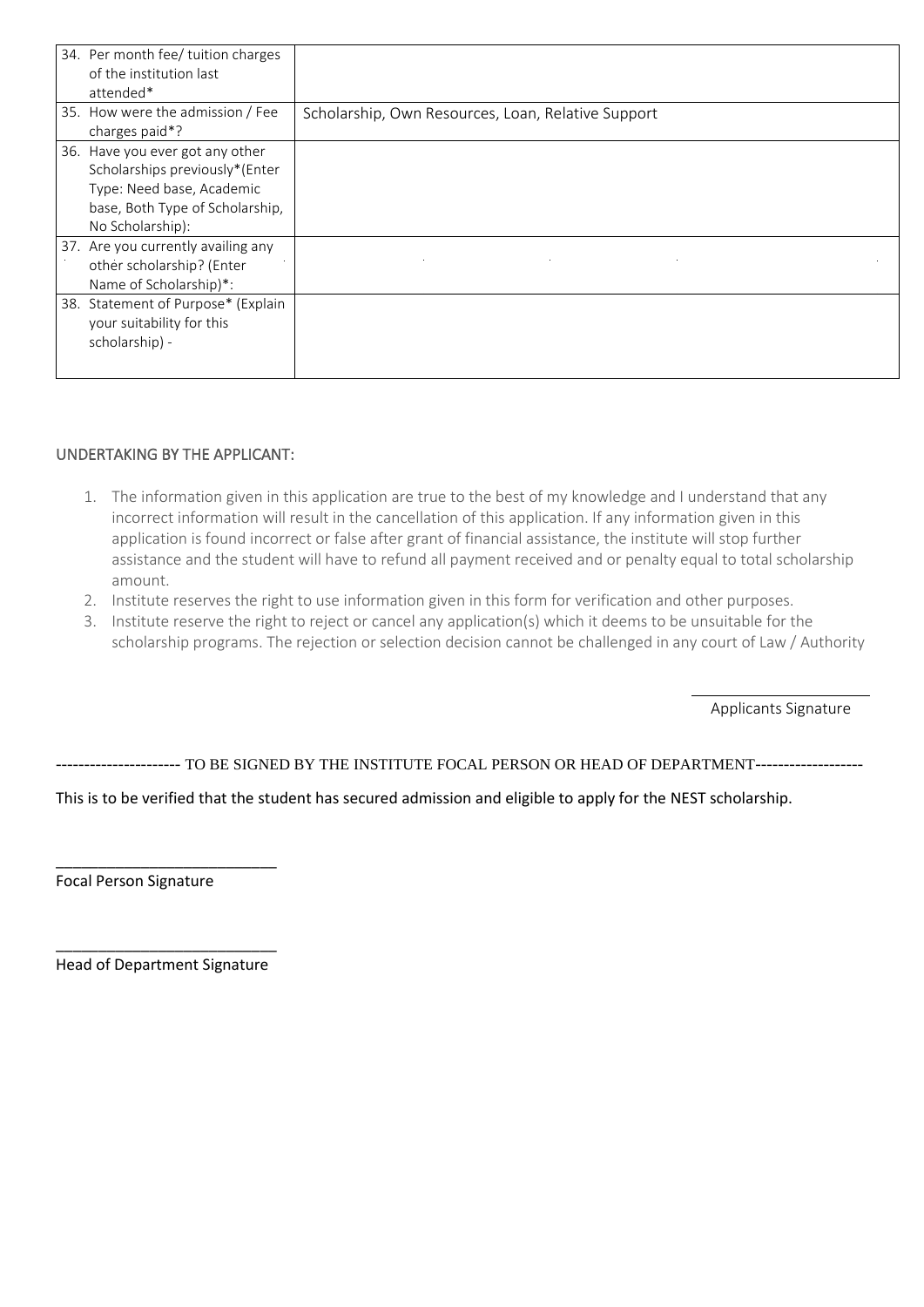| | |
|---|---|
| 34. Per month fee/ tuition charges of the institution last attended* | |
| 35. How were the admission / Fee charges paid*? | Scholarship, Own Resources, Loan, Relative Support |
| 36. Have you ever got any other Scholarships previously*(Enter Type: Need base, Academic base, Both Type of Scholarship, No Scholarship): | |
| 37. Are you currently availing any other scholarship? (Enter Name of Scholarship)*: | |
| 38. Statement of Purpose* (Explain your suitability for this scholarship) - | |

## UNDERTAKING BY THE APPLICANT:

1. The information given in this application are true to the best of my knowledge and I understand that any incorrect information will result in the cancellation of this application. If any information given in this application is found incorrect or false after grant of financial assistance, the institute will stop further assistance and the student will have to refund all payment received and or penalty equal to total scholarship amount.
2. Institute reserves the right to use information given in this form for verification and other purposes.
3. Institute reserve the right to reject or cancel any application(s) which it deems to be unsuitable for the scholarship programs. The rejection or selection decision cannot be challenged in any court of Law / Authority

______________________

Applicants Signature

---------------------- TO BE SIGNED BY THE INSTITUTE FOCAL PERSON OR HEAD OF DEPARTMENT-------------------

This is to be verified that the student has secured admission and eligible to apply for the NEST scholarship.

___________________________

Focal Person Signature

___________________________

Head of Department Signature